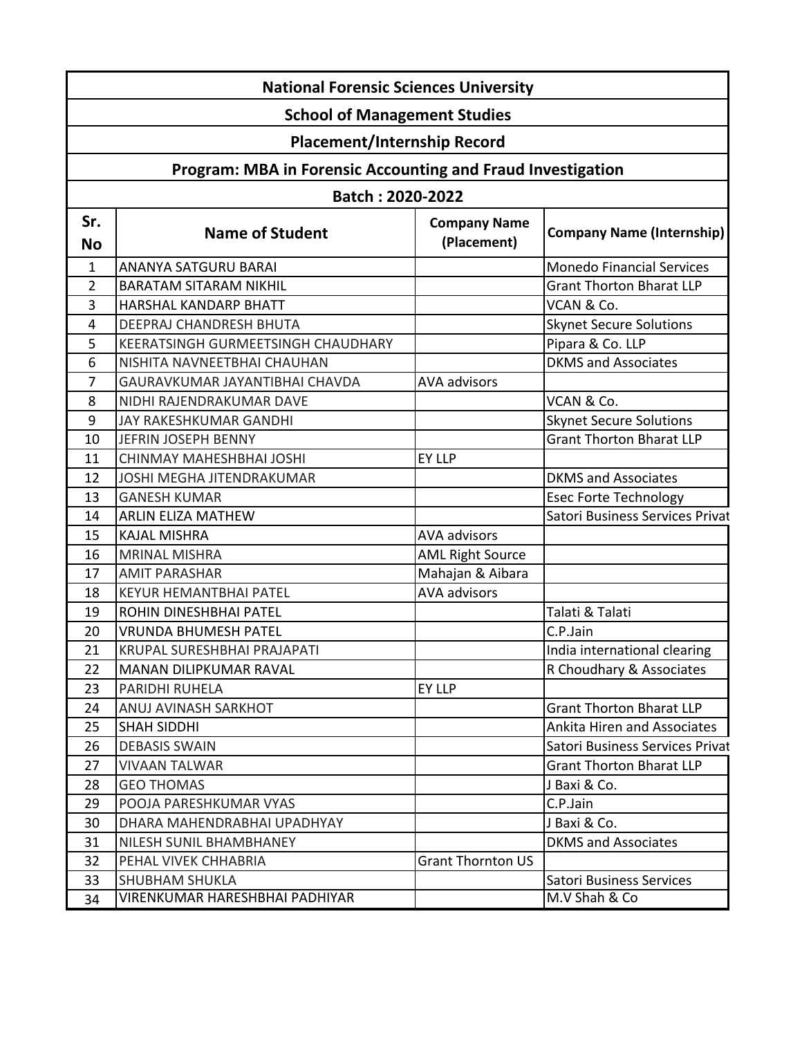## National Forensic Sciences University

## School of Management Studies

## Placement/Internship Record

## Program: MBA in Forensic Accounting and Fraud Investigation

## Batch : 2020-2022

| Sr. No | Name of Student | Company Name (Placement) | Company Name (Internship) |
|---|---|---|---|
| 1 | ANANYA SATGURU BARAI | | Monedo Financial Services |
| 2 | BARATAM SITARAM NIKHIL | | Grant Thorton Bharat LLP |
| 3 | HARSHAL KANDARP BHATT | | VCAN & Co. |
| 4 | DEEPRAJ CHANDRESH BHUTA | | Skynet Secure Solutions |
| 5 | KEERATSINGH GURMEETSINGH CHAUDHARY | | Pipara & Co. LLP |
| 6 | NISHITA NAVNEETBHAI CHAUHAN | | DKMS and Associates |
| 7 | GAURAVKUMAR JAYANTIBHAI CHAVDA | AVA advisors | |
| 8 | NIDHI RAJENDRAKUMAR DAVE | | VCAN & Co. |
| 9 | JAY RAKESHKUMAR GANDHI | | Skynet Secure Solutions |
| 10 | JEFRIN JOSEPH BENNY | | Grant Thorton Bharat LLP |
| 11 | CHINMAY MAHESHBHAI JOSHI | EY LLP | |
| 12 | JOSHI MEGHA JITENDRAKUMAR | | DKMS and Associates |
| 13 | GANESH KUMAR | | Esec Forte Technology |
| 14 | ARLIN ELIZA MATHEW | | Satori Business Services Privat |
| 15 | KAJAL MISHRA | AVA advisors | |
| 16 | MRINAL MISHRA | AML Right Source | |
| 17 | AMIT PARASHAR | Mahajan & Aibara | |
| 18 | KEYUR HEMANTBHAI PATEL | AVA advisors | |
| 19 | ROHIN DINESHBHAI PATEL | | Talati & Talati |
| 20 | VRUNDA BHUMESH PATEL | | C.P.Jain |
| 21 | KRUPAL SURESHBHAI PRAJAPATI | | India international clearing |
| 22 | MANAN DILIPKUMAR RAVAL | | R Choudhary & Associates |
| 23 | PARIDHI RUHELA | EY LLP | |
| 24 | ANUJ AVINASH SARKHOT | | Grant Thorton Bharat LLP |
| 25 | SHAH SIDDHI | | Ankita Hiren and Associates |
| 26 | DEBASIS SWAIN | | Satori Business Services Privat |
| 27 | VIVAAN TALWAR | | Grant Thorton Bharat LLP |
| 28 | GEO THOMAS | | J Baxi & Co. |
| 29 | POOJA PARESHKUMAR VYAS | | C.P.Jain |
| 30 | DHARA MAHENDRABHAI UPADHYAY | | J Baxi & Co. |
| 31 | NILESH SUNIL BHAMBHANEY | | DKMS and Associates |
| 32 | PEHAL VIVEK CHHABRIA | Grant Thornton US | |
| 33 | SHUBHAM SHUKLA | | Satori Business Services |
| 34 | VIRENKUMAR HARESHBHAI PADHIYAR | | M.V Shah & Co |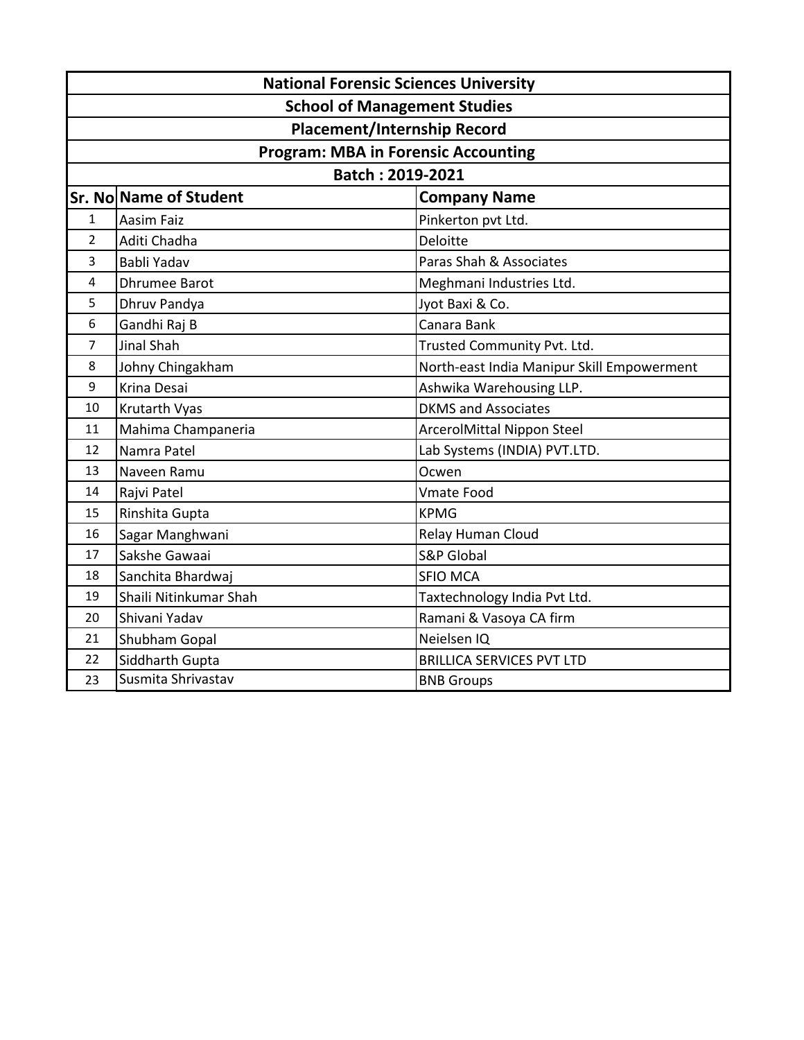| National Forensic Sciences University | | |
|---|---|---|
| School of Management Studies | | |
| Placement/Internship Record | | |
| Program: MBA in Forensic Accounting | | |
| Batch : 2019-2021 | | |
| **Sr. No** | **Name of Student** | **Company Name** |
| 1 | Aasim Faiz | Pinkerton pvt Ltd. |
| 2 | Aditi Chadha | Deloitte |
| 3 | Babli Yadav | Paras Shah & Associates |
| 4 | Dhrumee Barot | Meghmani Industries Ltd. |
| 5 | Dhruv Pandya | Jyot Baxi & Co. |
| 6 | Gandhi Raj B | Canara Bank |
| 7 | Jinal Shah | Trusted Community Pvt. Ltd. |
| 8 | Johny Chingakham | North-east India Manipur Skill Empowerment |
| 9 | Krina Desai | Ashwika Warehousing LLP. |
| 10 | Krutarth Vyas | DKMS and Associates |
| 11 | Mahima Champaneria | ArcerolMittal Nippon Steel |
| 12 | Namra Patel | Lab Systems (INDIA) PVT.LTD. |
| 13 | Naveen Ramu | Ocwen |
| 14 | Rajvi Patel | Vmate Food |
| 15 | Rinshita Gupta | KPMG |
| 16 | Sagar Manghwani | Relay Human Cloud |
| 17 | Sakshe Gawaai | S&P Global |
| 18 | Sanchita Bhardwaj | SFIO MCA |
| 19 | Shaili Nitinkumar Shah | Taxtechnology India Pvt Ltd. |
| 20 | Shivani Yadav | Ramani & Vasoya CA firm |
| 21 | Shubham Gopal | Neielsen IQ |
| 22 | Siddharth Gupta | BRILLICA SERVICES PVT LTD |
| 23 | Susmita Shrivastav | BNB Groups |